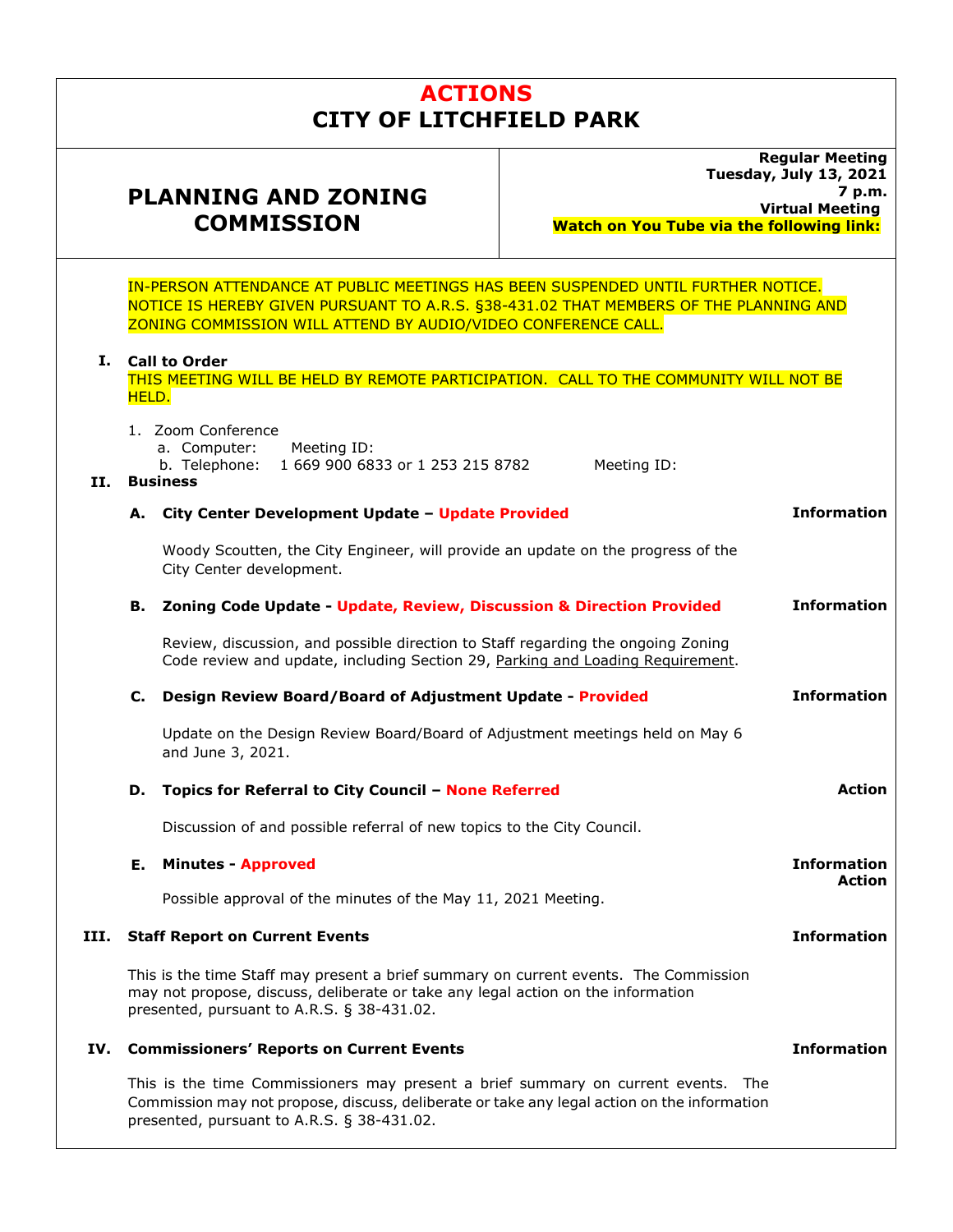# ACTIONS
# CITY OF LITCHFIELD PARK

## PLANNING AND ZONING COMMISSION

**Regular Meeting**
**Tuesday, July 13, 2021**
**7 p.m.**
**Virtual Meeting**
**Watch on You Tube via the following link:**

IN-PERSON ATTENDANCE AT PUBLIC MEETINGS HAS BEEN SUSPENDED UNTIL FURTHER NOTICE. NOTICE IS HEREBY GIVEN PURSUANT TO A.R.S. §38-431.02 THAT MEMBERS OF THE PLANNING AND ZONING COMMISSION WILL ATTEND BY AUDIO/VIDEO CONFERENCE CALL.

**I. Call to Order**

THIS MEETING WILL BE HELD BY REMOTE PARTICIPATION. CALL TO THE COMMUNITY WILL NOT BE HELD.

1. Zoom Conference
   a. Computer: Meeting ID:
   b. Telephone: 1 669 900 6833 or 1 253 215 8782 Meeting ID:

**II. Business**

**A. City Center Development Update – Update Provided** — **Information**

Woody Scoutten, the City Engineer, will provide an update on the progress of the City Center development.

**B. Zoning Code Update - Update, Review, Discussion & Direction Provided** — **Information**

Review, discussion, and possible direction to Staff regarding the ongoing Zoning Code review and update, including Section 29, Parking and Loading Requirement.

**C. Design Review Board/Board of Adjustment Update - Provided** — **Information**

Update on the Design Review Board/Board of Adjustment meetings held on May 6 and June 3, 2021.

**D. Topics for Referral to City Council – None Referred** — **Action**

Discussion of and possible referral of new topics to the City Council.

**E. Minutes - Approved** — **Information Action**

Possible approval of the minutes of the May 11, 2021 Meeting.

**III. Staff Report on Current Events** — **Information**

This is the time Staff may present a brief summary on current events. The Commission may not propose, discuss, deliberate or take any legal action on the information presented, pursuant to A.R.S. § 38-431.02.

**IV. Commissioners' Reports on Current Events** — **Information**

This is the time Commissioners may present a brief summary on current events. The Commission may not propose, discuss, deliberate or take any legal action on the information presented, pursuant to A.R.S. § 38-431.02.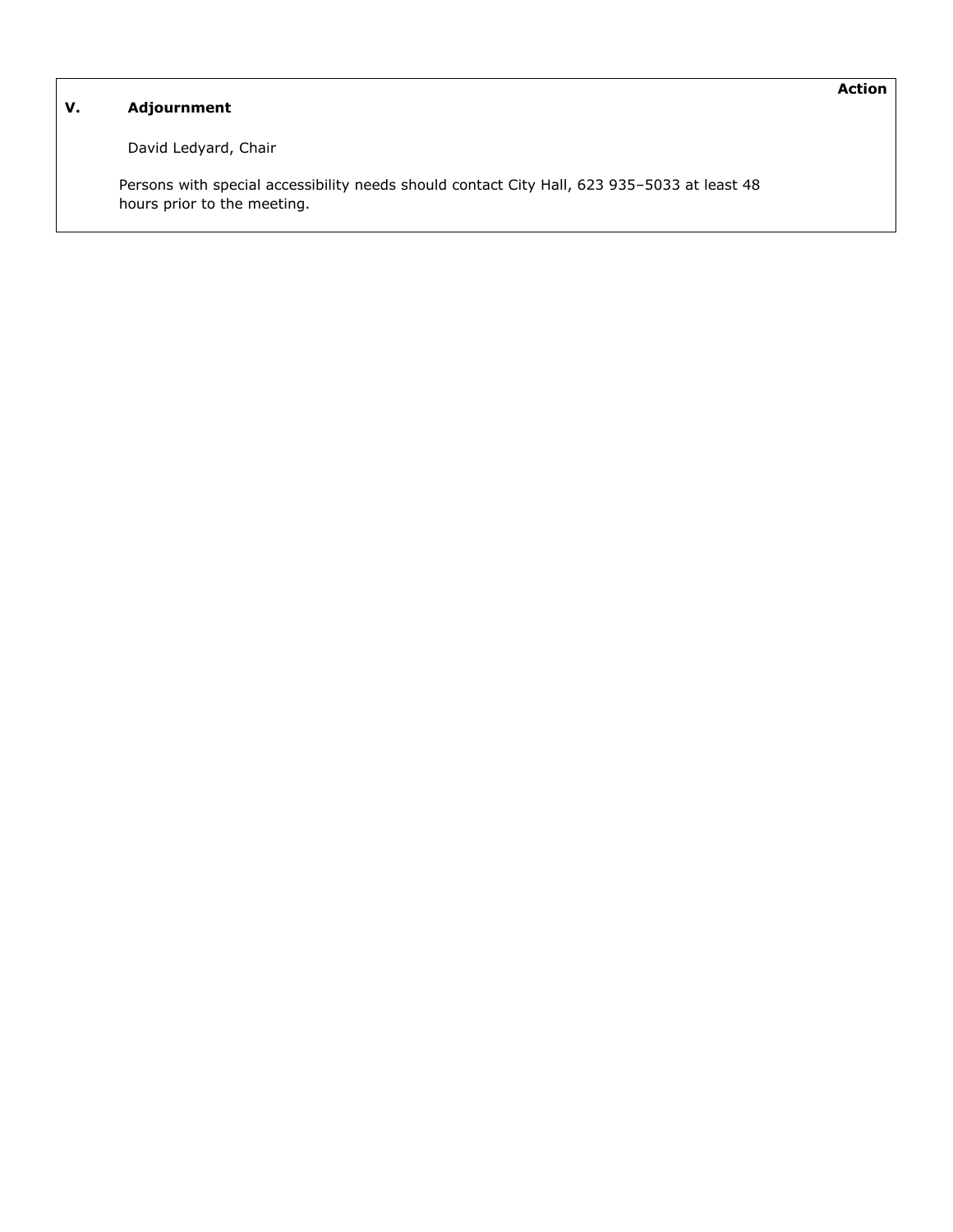**Action**

**V. Adjournment**

David Ledyard, Chair

Persons with special accessibility needs should contact City Hall, 623 935–5033 at least 48 hours prior to the meeting.